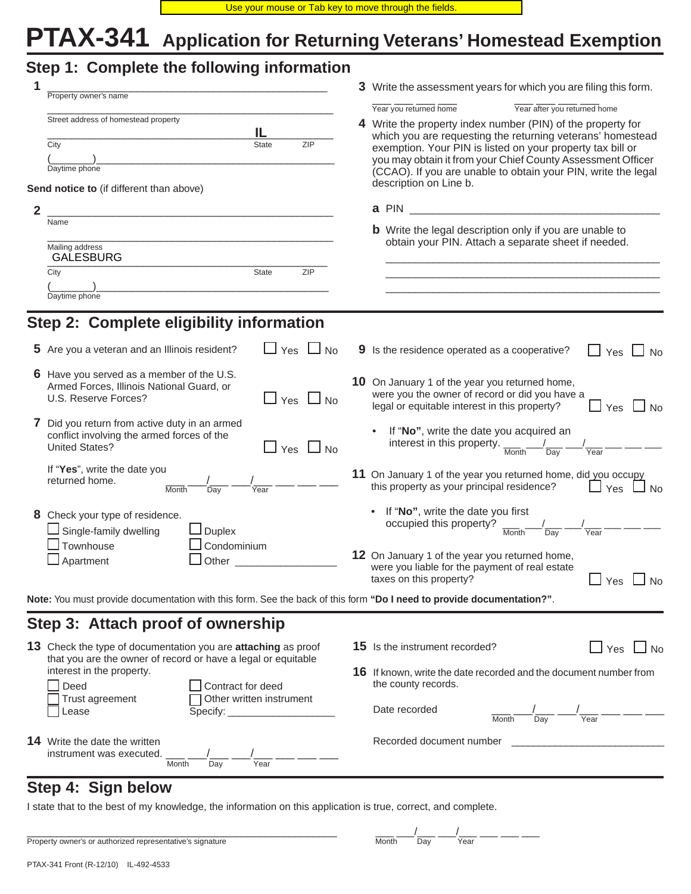Use your mouse or Tab key to move through the fields.

# PTAX-341 Application for Returning Veterans' Homestead Exemption

## Step 1: Complete the following information

**1** ______________________________
Property owner's name

______________________________
Street address of homestead property

______________________________ IL ______
City State ZIP

(______)______________________________
Daytime phone

**Send notice to** (if different than above)

**2** ______________________________
Name

______________________________
Mailing address

GALESBURG ______________________________
City State ZIP

(______)______________________________
Daytime phone

**3** Write the assessment years for which you are filing this form.

___ ___ ___ ___ Year you returned home    ___ ___ ___ ___ Year after you returned home

**4** Write the property index number (PIN) of the property for which you are requesting the returning veterans' homestead exemption. Your PIN is listed on your property tax bill or you may obtain it from your Chief County Assessment Officer (CCAO). If you are unable to obtain your PIN, write the legal description on Line b.

**a** PIN ______________________________

**b** Write the legal description only if you are unable to obtain your PIN. Attach a separate sheet if needed.

______________________________
______________________________
______________________________

## Step 2: Complete eligibility information

**5** Are you a veteran and an Illinois resident? ☐ Yes ☐ No

**6** Have you served as a member of the U.S. Armed Forces, Illinois National Guard, or U.S. Reserve Forces? ☐ Yes ☐ No

**7** Did you return from active duty in an armed conflict involving the armed forces of the United States? ☐ Yes ☐ No

If "**Yes**", write the date you returned home. ___ ___/___ ___/___ ___ ___ ___ (Month / Day / Year)

**8** Check your type of residence.
- ☐ Single-family dwelling
- ☐ Townhouse
- ☐ Apartment
- ☐ Duplex
- ☐ Condominium
- ☐ Other ______________

**9** Is the residence operated as a cooperative? ☐ Yes ☐ No

**10** On January 1 of the year you returned home, were you the owner of record or did you have a legal or equitable interest in this property? ☐ Yes ☐ No

- If "**No**", write the date you acquired an interest in this property. ___ ___/___ ___/___ ___ ___ ___ (Month / Day / Year)

**11** On January 1 of the year you returned home, did you occupy this property as your principal residence? ☐ Yes ☐ No

- If "**No**", write the date you first occupied this property? ___ ___/___ ___/___ ___ ___ ___ (Month / Day / Year)

**12** On January 1 of the year you returned home, were you liable for the payment of real estate taxes on this property? ☐ Yes ☐ No

**Note:** You must provide documentation with this form. See the back of this form **"Do I need to provide documentation?"**.

## Step 3: Attach proof of ownership

**13** Check the type of documentation you are **attaching** as proof that you are the owner of record or have a legal or equitable interest in the property.
- ☐ Deed
- ☐ Trust agreement
- ☐ Lease
- ☐ Contract for deed
- ☐ Other written instrument Specify: ______________

**14** Write the date the written instrument was executed. ___ ___/___ ___/___ ___ ___ ___ (Month / Day / Year)

**15** Is the instrument recorded? ☐ Yes ☐ No

**16** If known, write the date recorded and the document number from the county records.

Date recorded ___ ___/___ ___/___ ___ ___ ___ (Month / Day / Year)

Recorded document number ______________________

## Step 4: Sign below

I state that to the best of my knowledge, the information on this application is true, correct, and complete.

______________________________ ___ ___/___ ___/___ ___ ___ ___
Property owner's or authorized representative's signature    Month Day Year

PTAX-341 Front (R-12/10) IL-492-4533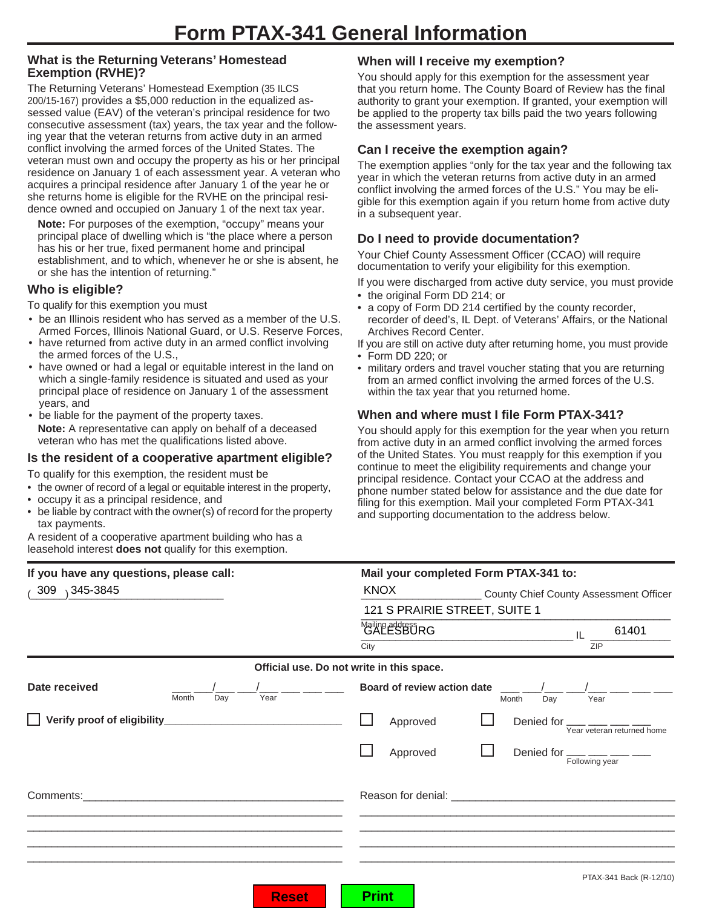# Form PTAX-341 General Information

## What is the Returning Veterans' Homestead Exemption (RVHE)?

The Returning Veterans' Homestead Exemption (35 ILCS 200/15-167) provides a $5,000 reduction in the equalized assessed value (EAV) of the veteran's principal residence for two consecutive assessment (tax) years, the tax year and the following year that the veteran returns from active duty in an armed conflict involving the armed forces of the United States. The veteran must own and occupy the property as his or her principal residence on January 1 of each assessment year. A veteran who acquires a principal residence after January 1 of the year he or she returns home is eligible for the RVHE on the principal residence owned and occupied on January 1 of the next tax year.

**Note:** For purposes of the exemption, "occupy" means your principal place of dwelling which is "the place where a person has his or her true, fixed permanent home and principal establishment, and to which, whenever he or she is absent, he or she has the intention of returning."

## Who is eligible?

To qualify for this exemption you must

- be an Illinois resident who has served as a member of the U.S. Armed Forces, Illinois National Guard, or U.S. Reserve Forces,
- have returned from active duty in an armed conflict involving the armed forces of the U.S.,
- have owned or had a legal or equitable interest in the land on which a single-family residence is situated and used as your principal place of residence on January 1 of the assessment years, and
- be liable for the payment of the property taxes.

**Note:** A representative can apply on behalf of a deceased veteran who has met the qualifications listed above.

## Is the resident of a cooperative apartment eligible?

To qualify for this exemption, the resident must be

- the owner of record of a legal or equitable interest in the property,
- occupy it as a principal residence, and
- be liable by contract with the owner(s) of record for the property tax payments.

A resident of a cooperative apartment building who has a leasehold interest **does not** qualify for this exemption.

## When will I receive my exemption?

You should apply for this exemption for the assessment year that you return home. The County Board of Review has the final authority to grant your exemption. If granted, your exemption will be applied to the property tax bills paid the two years following the assessment years.

## Can I receive the exemption again?

The exemption applies "only for the tax year and the following tax year in which the veteran returns from active duty in an armed conflict involving the armed forces of the U.S." You may be eligible for this exemption again if you return home from active duty in a subsequent year.

## Do I need to provide documentation?

Your Chief County Assessment Officer (CCAO) will require documentation to verify your eligibility for this exemption.

If you were discharged from active duty service, you must provide

- the original Form DD 214; or
- a copy of Form DD 214 certified by the county recorder, recorder of deed's, IL Dept. of Veterans' Affairs, or the National Archives Record Center.

If you are still on active duty after returning home, you must provide

- Form DD 220; or
- military orders and travel voucher stating that you are returning from an armed conflict involving the armed forces of the U.S. within the tax year that you returned home.

## When and where must I file Form PTAX-341?

You should apply for this exemption for the year when you return from active duty in an armed conflict involving the armed forces of the United States. You must reapply for this exemption if you continue to meet the eligibility requirements and change your principal residence. Contact your CCAO at the address and phone number stated below for assistance and the due date for filing for this exemption. Mail your completed Form PTAX-341 and supporting documentation to the address below.

**If you have any questions, please call:**

(309) 345-3845

**Mail your completed Form PTAX-341 to:**

KNOX County Chief County Assessment Officer

121 S PRAIRIE STREET, SUITE 1
Mailing address

GALESBURG IL 61401
City ZIP

**Official use. Do not write in this space.**

**Date received** ___ ___/___ ___/___ ___ ___ ___ (Month Day Year)

**Board of review action date** ___ ___/___ ___/___ ___ ___ ___ (Month Day Year)

☐ **Verify proof of eligibility**______________________________

☐ Approved ☐ Denied for ___ ___ ___ ___ (Year veteran returned home)

☐ Approved ☐ Denied for ___ ___ ___ ___ (Following year)

Comments:______________________________________________

Reason for denial: ______________________________________

PTAX-341 Back (R-12/10)

Reset Print